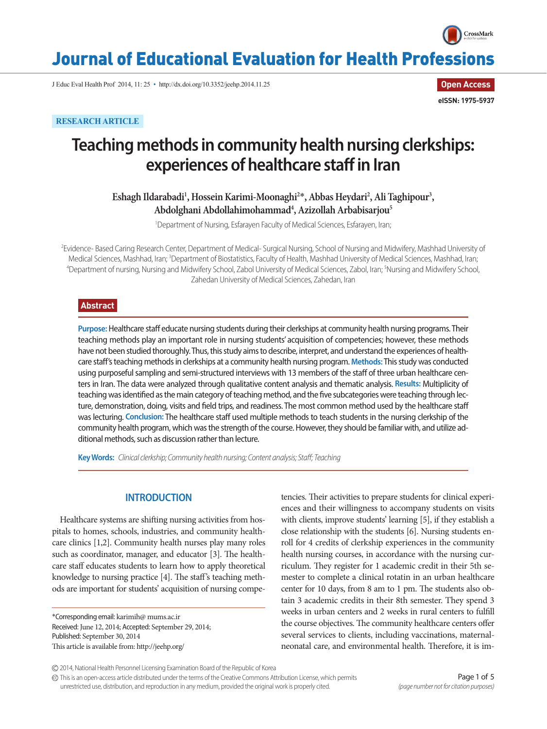RESEARCH ARTICLE

# Teaching methods in community health nursing clerkships: experiences of healthcare staff in Iran

**Eshagh Ildarabadi[1], Hossein Karimi-Moonaghi[2]*, Abbas Heydari[2], Ali Taghipour[3], Abdolghani Abdollahimohammad[4], Azizollah Arbabisarjou[5]**

[1]Department of Nursing, Esfarayen Faculty of Medical Sciences, Esfarayen, Iran;

[2]Evidence- Based Caring Research Center, Department of Medical- Surgical Nursing, School of Nursing and Midwifery, Mashhad University of Medical Sciences, Mashhad, Iran; [3]Department of Biostatistics, Faculty of Health, Mashhad University of Medical Sciences, Mashhad, Iran; [4]Department of nursing, Nursing and Midwifery School, Zabol University of Medical Sciences, Zabol, Iran; [5]Nursing and Midwifery School, Zahedan University of Medical Sciences, Zahedan, Iran

## Abstract

**Purpose:** Healthcare staff educate nursing students during their clerkships at community health nursing programs. Their teaching methods play an important role in nursing students' acquisition of competencies; however, these methods have not been studied thoroughly. Thus, this study aims to describe, interpret, and understand the experiences of healthcare staff's teaching methods in clerkships at a community health nursing program. **Methods:** This study was conducted using purposeful sampling and semi-structured interviews with 13 members of the staff of three urban healthcare centers in Iran. The data were analyzed through qualitative content analysis and thematic analysis. **Results:** Multiplicity of teaching was identified as the main category of teaching method, and the five subcategories were teaching through lecture, demonstration, doing, visits and field trips, and readiness. The most common method used by the healthcare staff was lecturing. **Conclusion:** The healthcare staff used multiple methods to teach students in the nursing clerkship of the community health program, which was the strength of the course. However, they should be familiar with, and utilize additional methods, such as discussion rather than lecture.

**Key Words:** *Clinical clerkship; Community health nursing; Content analysis; Staff; Teaching*

## INTRODUCTION

Healthcare systems are shifting nursing activities from hospitals to homes, schools, industries, and community healthcare clinics [1,2]. Community health nurses play many roles such as coordinator, manager, and educator [3]. The healthcare staff educates students to learn how to apply theoretical knowledge to nursing practice [4]. The staff's teaching methods are important for students' acquisition of nursing competencies. Their activities to prepare students for clinical experiences and their willingness to accompany students on visits with clients, improve students' learning [5], if they establish a close relationship with the students [6]. Nursing students enroll for 4 credits of clerkship experiences in the community health nursing courses, in accordance with the nursing curriculum. They register for 1 academic credit in their 5th semester to complete a clinical rotatin in an urban healthcare center for 10 days, from 8 am to 1 pm. The students also obtain 3 academic credits in their 8th semester. They spend 3 weeks in urban centers and 2 weeks in rural centers to fulfill the course objectives. The community healthcare centers offer several services to clients, including vaccinations, maternal-neonatal care, and environmental health. Therefore, it is im-

*Corresponding email: karimih@ mums.ac.ir
Received: June 12, 2014; Accepted: September 29, 2014;
Published: September 30, 2014
This article is available from: http://jeehp.org/

© 2014, National Health Personnel Licensing Examination Board of the Republic of Korea
This is an open-access article distributed under the terms of the Creative Commons Attribution License, which permits unrestricted use, distribution, and reproduction in any medium, provided the original work is properly cited.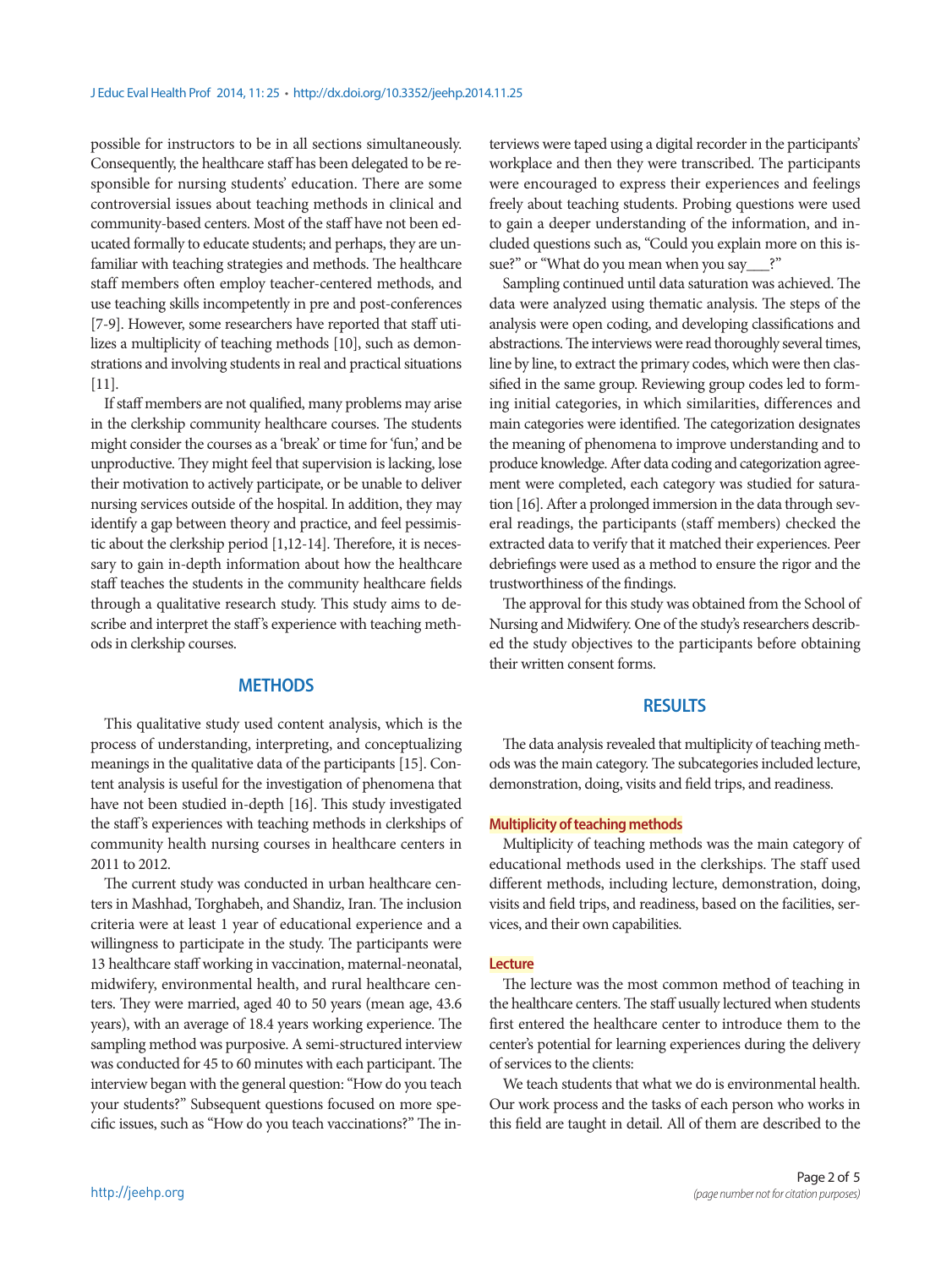possible for instructors to be in all sections simultaneously. Consequently, the healthcare staff has been delegated to be responsible for nursing students' education. There are some controversial issues about teaching methods in clinical and community-based centers. Most of the staff have not been educated formally to educate students; and perhaps, they are unfamiliar with teaching strategies and methods. The healthcare staff members often employ teacher-centered methods, and use teaching skills incompetently in pre and post-conferences [7-9]. However, some researchers have reported that staff utilizes a multiplicity of teaching methods [10], such as demonstrations and involving students in real and practical situations [11].

If staff members are not qualified, many problems may arise in the clerkship community healthcare courses. The students might consider the courses as a 'break' or time for 'fun,' and be unproductive. They might feel that supervision is lacking, lose their motivation to actively participate, or be unable to deliver nursing services outside of the hospital. In addition, they may identify a gap between theory and practice, and feel pessimistic about the clerkship period [1,12-14]. Therefore, it is necessary to gain in-depth information about how the healthcare staff teaches the students in the community healthcare fields through a qualitative research study. This study aims to describe and interpret the staff's experience with teaching methods in clerkship courses.

## METHODS

This qualitative study used content analysis, which is the process of understanding, interpreting, and conceptualizing meanings in the qualitative data of the participants [15]. Content analysis is useful for the investigation of phenomena that have not been studied in-depth [16]. This study investigated the staff's experiences with teaching methods in clerkships of community health nursing courses in healthcare centers in 2011 to 2012.

The current study was conducted in urban healthcare centers in Mashhad, Torghabeh, and Shandiz, Iran. The inclusion criteria were at least 1 year of educational experience and a willingness to participate in the study. The participants were 13 healthcare staff working in vaccination, maternal-neonatal, midwifery, environmental health, and rural healthcare centers. They were married, aged 40 to 50 years (mean age, 43.6 years), with an average of 18.4 years working experience. The sampling method was purposive. A semi-structured interview was conducted for 45 to 60 minutes with each participant. The interview began with the general question: "How do you teach your students?" Subsequent questions focused on more specific issues, such as "How do you teach vaccinations?" The interviews were taped using a digital recorder in the participants' workplace and then they were transcribed. The participants were encouraged to express their experiences and feelings freely about teaching students. Probing questions were used to gain a deeper understanding of the information, and included questions such as, "Could you explain more on this issue?" or "What do you mean when you say___?"

Sampling continued until data saturation was achieved. The data were analyzed using thematic analysis. The steps of the analysis were open coding, and developing classifications and abstractions. The interviews were read thoroughly several times, line by line, to extract the primary codes, which were then classified in the same group. Reviewing group codes led to forming initial categories, in which similarities, differences and main categories were identified. The categorization designates the meaning of phenomena to improve understanding and to produce knowledge. After data coding and categorization agreement were completed, each category was studied for saturation [16]. After a prolonged immersion in the data through several readings, the participants (staff members) checked the extracted data to verify that it matched their experiences. Peer debriefings were used as a method to ensure the rigor and the trustworthiness of the findings.

The approval for this study was obtained from the School of Nursing and Midwifery. One of the study's researchers described the study objectives to the participants before obtaining their written consent forms.

## RESULTS

The data analysis revealed that multiplicity of teaching methods was the main category. The subcategories included lecture, demonstration, doing, visits and field trips, and readiness.

### Multiplicity of teaching methods

Multiplicity of teaching methods was the main category of educational methods used in the clerkships. The staff used different methods, including lecture, demonstration, doing, visits and field trips, and readiness, based on the facilities, services, and their own capabilities.

### Lecture

The lecture was the most common method of teaching in the healthcare centers. The staff usually lectured when students first entered the healthcare center to introduce them to the center's potential for learning experiences during the delivery of services to the clients:

We teach students that what we do is environmental health. Our work process and the tasks of each person who works in this field are taught in detail. All of them are described to the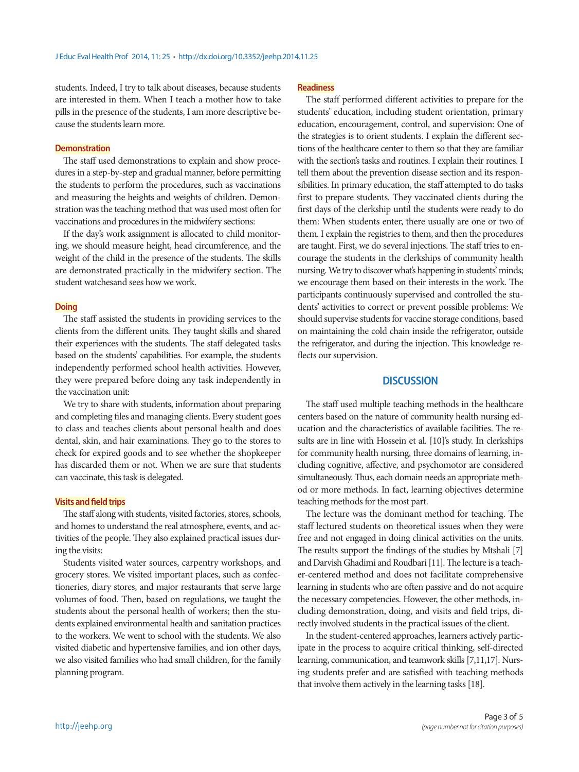students. Indeed, I try to talk about diseases, because students are interested in them. When I teach a mother how to take pills in the presence of the students, I am more descriptive because the students learn more.

### Demonstration

The staff used demonstrations to explain and show procedures in a step-by-step and gradual manner, before permitting the students to perform the procedures, such as vaccinations and measuring the heights and weights of children. Demonstration was the teaching method that was used most often for vaccinations and procedures in the midwifery sections:

If the day's work assignment is allocated to child monitoring, we should measure height, head circumference, and the weight of the child in the presence of the students. The skills are demonstrated practically in the midwifery section. The student watchesand sees how we work.

### Doing

The staff assisted the students in providing services to the clients from the different units. They taught skills and shared their experiences with the students. The staff delegated tasks based on the students' capabilities. For example, the students independently performed school health activities. However, they were prepared before doing any task independently in the vaccination unit:

We try to share with students, information about preparing and completing files and managing clients. Every student goes to class and teaches clients about personal health and does dental, skin, and hair examinations. They go to the stores to check for expired goods and to see whether the shopkeeper has discarded them or not. When we are sure that students can vaccinate, this task is delegated.

### Visits and field trips

The staff along with students, visited factories, stores, schools, and homes to understand the real atmosphere, events, and activities of the people. They also explained practical issues during the visits:

Students visited water sources, carpentry workshops, and grocery stores. We visited important places, such as confectioneries, diary stores, and major restaurants that serve large volumes of food. Then, based on regulations, we taught the students about the personal health of workers; then the students explained environmental health and sanitation practices to the workers. We went to school with the students. We also visited diabetic and hypertensive families, and ion other days, we also visited families who had small children, for the family planning program.

### Readiness

The staff performed different activities to prepare for the students' education, including student orientation, primary education, encouragement, control, and supervision: One of the strategies is to orient students. I explain the different sections of the healthcare center to them so that they are familiar with the section's tasks and routines. I explain their routines. I tell them about the prevention disease section and its responsibilities. In primary education, the staff attempted to do tasks first to prepare students. They vaccinated clients during the first days of the clerkship until the students were ready to do them: When students enter, there usually are one or two of them. I explain the registries to them, and then the procedures are taught. First, we do several injections. The staff tries to encourage the students in the clerkships of community health nursing. We try to discover what's happening in students' minds; we encourage them based on their interests in the work. The participants continuously supervised and controlled the students' activities to correct or prevent possible problems: We should supervise students for vaccine storage conditions, based on maintaining the cold chain inside the refrigerator, outside the refrigerator, and during the injection. This knowledge reflects our supervision.

## DISCUSSION

The staff used multiple teaching methods in the healthcare centers based on the nature of community health nursing education and the characteristics of available facilities. The results are in line with Hossein et al. [10]'s study. In clerkships for community health nursing, three domains of learning, including cognitive, affective, and psychomotor are considered simultaneously. Thus, each domain needs an appropriate method or more methods. In fact, learning objectives determine teaching methods for the most part.

The lecture was the dominant method for teaching. The staff lectured students on theoretical issues when they were free and not engaged in doing clinical activities on the units. The results support the findings of the studies by Mtshali [7] and Darvish Ghadimi and Roudbari [11]. The lecture is a teacher-centered method and does not facilitate comprehensive learning in students who are often passive and do not acquire the necessary competencies. However, the other methods, including demonstration, doing, and visits and field trips, directly involved students in the practical issues of the client.

In the student-centered approaches, learners actively participate in the process to acquire critical thinking, self-directed learning, communication, and teamwork skills [7,11,17]. Nursing students prefer and are satisfied with teaching methods that involve them actively in the learning tasks [18].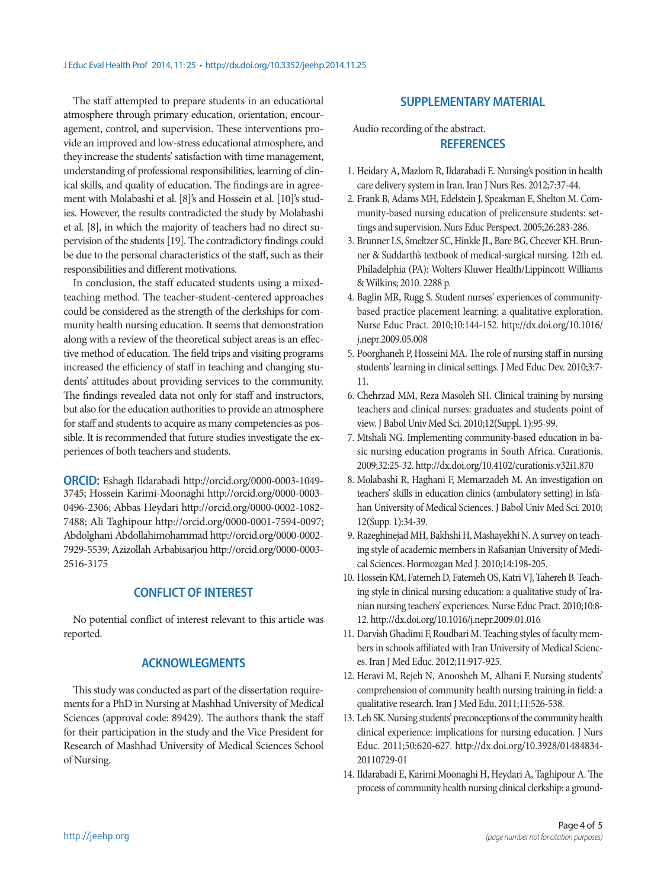The staff attempted to prepare students in an educational atmosphere through primary education, orientation, encouragement, control, and supervision. These interventions provide an improved and low-stress educational atmosphere, and they increase the students' satisfaction with time management, understanding of professional responsibilities, learning of clinical skills, and quality of education. The findings are in agreement with Molabashi et al. [8]'s and Hossein et al. [10]'s studies. However, the results contradicted the study by Molabashi et al. [8], in which the majority of teachers had no direct supervision of the students [19]. The contradictory findings could be due to the personal characteristics of the staff, such as their responsibilities and different motivations.

In conclusion, the staff educated students using a mixed-teaching method. The teacher-student-centered approaches could be considered as the strength of the clerkships for community health nursing education. It seems that demonstration along with a review of the theoretical subject areas is an effective method of education. The field trips and visiting programs increased the efficiency of staff in teaching and changing students' attitudes about providing services to the community. The findings revealed data not only for staff and instructors, but also for the education authorities to provide an atmosphere for staff and students to acquire as many competencies as possible. It is recommended that future studies investigate the experiences of both teachers and students.

**ORCID:** Eshagh Ildarabadi http://orcid.org/0000-0003-1049-3745; Hossein Karimi-Moonaghi http://orcid.org/0000-0003-0496-2306; Abbas Heydari http://orcid.org/0000-0002-1082-7488; Ali Taghipour http://orcid.org/0000-0001-7594-0097; Abdolghani Abdollahimohammad http://orcid.org/0000-0002-7929-5539; Azizollah Arbabisarjou http://orcid.org/0000-0003-2516-3175

## CONFLICT OF INTEREST

No potential conflict of interest relevant to this article was reported.

## ACKNOWLEGMENTS

This study was conducted as part of the dissertation requirements for a PhD in Nursing at Mashhad University of Medical Sciences (approval code: 89429). The authors thank the staff for their participation in the study and the Vice President for Research of Mashhad University of Medical Sciences School of Nursing.

## SUPPLEMENTARY MATERIAL

Audio recording of the abstract.

## REFERENCES

1. Heidary A, Mazlom R, Ildarabadi E. Nursing's position in health care delivery system in Iran. Iran J Nurs Res. 2012;7:37-44.
2. Frank B, Adams MH, Edelstein J, Speakman E, Shelton M. Community-based nursing education of prelicensure students: settings and supervision. Nurs Educ Perspect. 2005;26:283-286.
3. Brunner LS, Smeltzer SC, Hinkle JL, Bare BG, Cheever KH. Brunner & Suddarth's textbook of medical-surgical nursing. 12th ed. Philadelphia (PA): Wolters Kluwer Health/Lippincott Williams & Wilkins; 2010. 2288 p.
4. Baglin MR, Rugg S. Student nurses' experiences of community-based practice placement learning: a qualitative exploration. Nurse Educ Pract. 2010;10:144-152. http://dx.doi.org/10.1016/j.nepr.2009.05.008
5. Poorghaneh P, Hosseini MA. The role of nursing staff in nursing students' learning in clinical settings. J Med Educ Dev. 2010;3:7-11.
6. Chehrzad MM, Reza Masoleh SH. Clinical training by nursing teachers and clinical nurses: graduates and students point of view. J Babol Univ Med Sci. 2010;12(Suppl. 1):95-99.
7. Mtshali NG. Implementing community-based education in basic nursing education programs in South Africa. Curationis. 2009;32:25-32. http://dx.doi.org/10.4102/curationis.v32i1.870
8. Molabashi R, Haghani F, Memarzadeh M. An investigation on teachers' skills in education clinics (ambulatory setting) in Isfahan University of Medical Sciences. J Babol Univ Med Sci. 2010; 12(Supp. 1):34-39.
9. Razeghinejad MH, Bakhshi H, Mashayekhi N. A survey on teaching style of academic members in Rafsanjan University of Medical Sciences. Hormozgan Med J. 2010;14:198-205.
10. Hossein KM, Fatemeh D, Fatemeh OS, Katri VJ, Tahereh B. Teaching style in clinical nursing education: a qualitative study of Iranian nursing teachers' experiences. Nurse Educ Pract. 2010;10:8-12. http://dx.doi.org/10.1016/j.nepr.2009.01.016
11. Darvish Ghadimi F, Roudbari M. Teaching styles of faculty members in schools affiliated with Iran University of Medical Sciences. Iran J Med Educ. 2012;11:917-925.
12. Heravi M, Rejeh N, Anoosheh M, Alhani F. Nursing students' comprehension of community health nursing training in field: a qualitative research. Iran J Med Edu. 2011;11:526-538.
13. Leh SK. Nursing students' preconceptions of the community health clinical experience: implications for nursing education. J Nurs Educ. 2011;50:620-627. http://dx.doi.org/10.3928/01484834-20110729-01
14. Ildarabadi E, Karimi Moonaghi H, Heydari A, Taghipour A. The process of community health nursing clinical clerkship: a ground-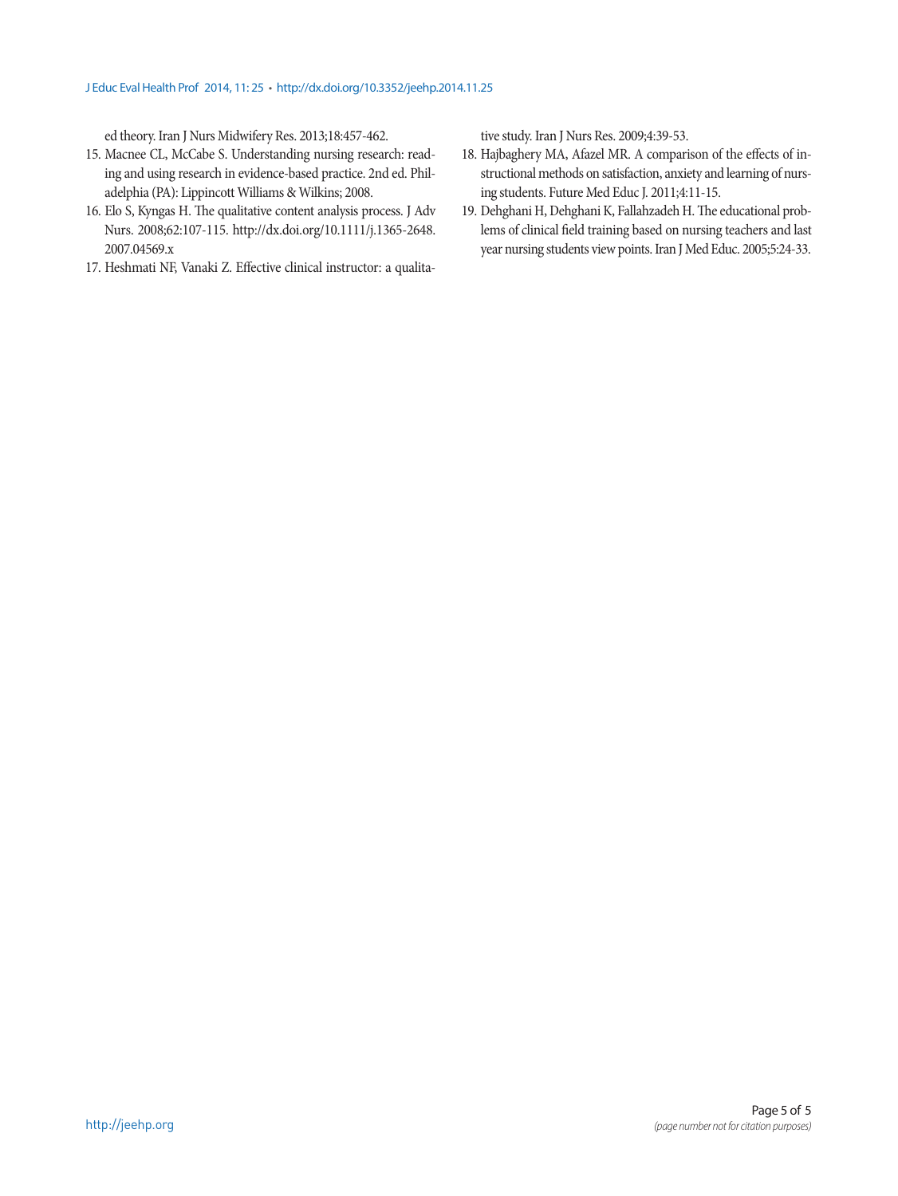ed theory. Iran J Nurs Midwifery Res. 2013;18:457-462.

15. Macnee CL, McCabe S. Understanding nursing research: reading and using research in evidence-based practice. 2nd ed. Philadelphia (PA): Lippincott Williams & Wilkins; 2008.
16. Elo S, Kyngas H. The qualitative content analysis process. J Adv Nurs. 2008;62:107-115. http://dx.doi.org/10.1111/j.1365-2648.2007.04569.x
17. Heshmati NF, Vanaki Z. Effective clinical instructor: a qualitative study. Iran J Nurs Res. 2009;4:39-53.
18. Hajbaghery MA, Afazel MR. A comparison of the effects of instructional methods on satisfaction, anxiety and learning of nursing students. Future Med Educ J. 2011;4:11-15.
19. Dehghani H, Dehghani K, Fallahzadeh H. The educational problems of clinical field training based on nursing teachers and last year nursing students view points. Iran J Med Educ. 2005;5:24-33.